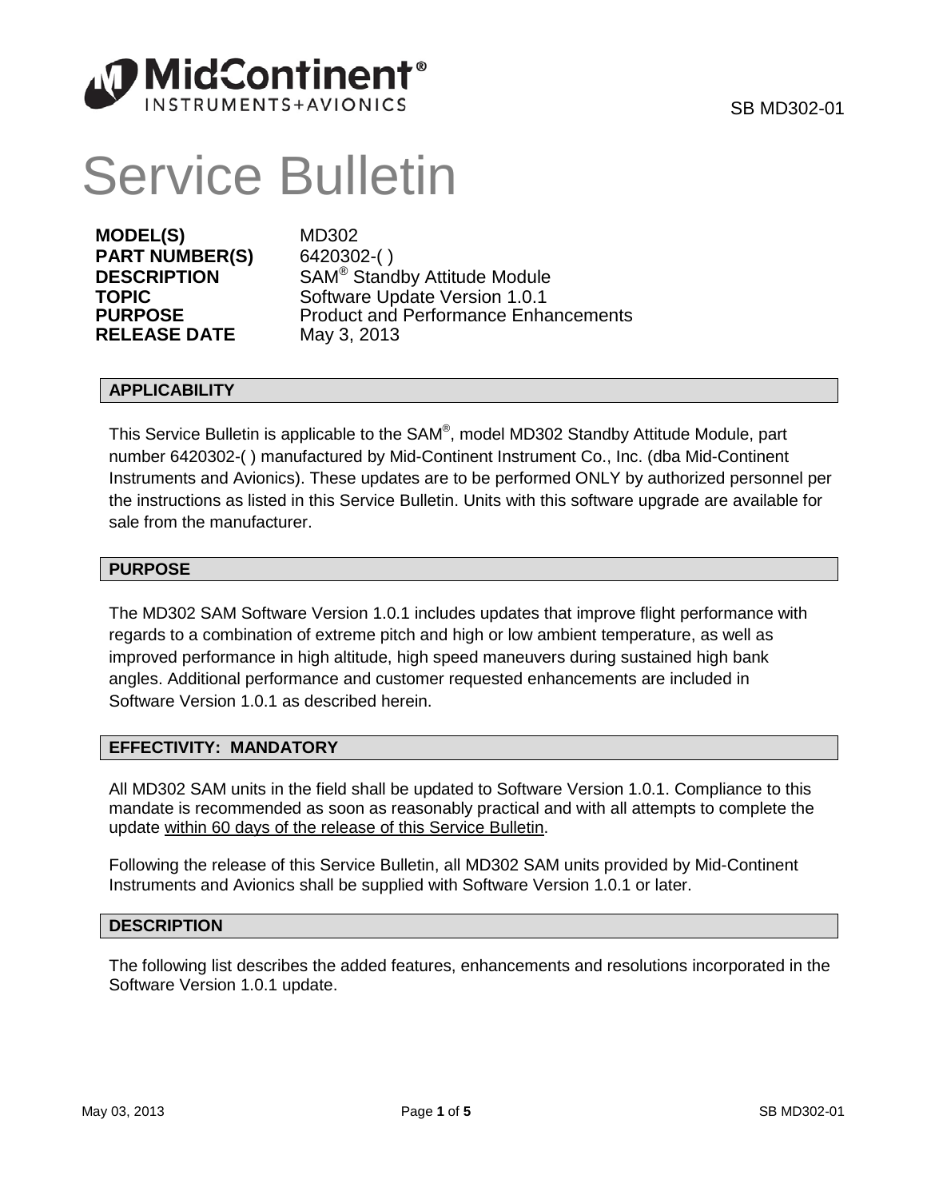# Service Bulletin

**MODEL(S)** MD302
**PART NUMBER(S)** 6420302-( )
**DESCRIPTION** SAM® Standby Attitude Module
**TOPIC** Software Update Version 1.0.1
**PURPOSE** Product and Performance Enhancements
**RELEASE DATE** May 3, 2013

## APPLICABILITY

This Service Bulletin is applicable to the SAM®, model MD302 Standby Attitude Module, part number 6420302-( ) manufactured by Mid-Continent Instrument Co., Inc. (dba Mid-Continent Instruments and Avionics). These updates are to be performed ONLY by authorized personnel per the instructions as listed in this Service Bulletin. Units with this software upgrade are available for sale from the manufacturer.

## PURPOSE

The MD302 SAM Software Version 1.0.1 includes updates that improve flight performance with regards to a combination of extreme pitch and high or low ambient temperature, as well as improved performance in high altitude, high speed maneuvers during sustained high bank angles. Additional performance and customer requested enhancements are included in Software Version 1.0.1 as described herein.

## EFFECTIVITY: MANDATORY

All MD302 SAM units in the field shall be updated to Software Version 1.0.1. Compliance to this mandate is recommended as soon as reasonably practical and with all attempts to complete the update <u>within 60 days of the release of this Service Bulletin</u>.

Following the release of this Service Bulletin, all MD302 SAM units provided by Mid-Continent Instruments and Avionics shall be supplied with Software Version 1.0.1 or later.

## DESCRIPTION

The following list describes the added features, enhancements and resolutions incorporated in the Software Version 1.0.1 update.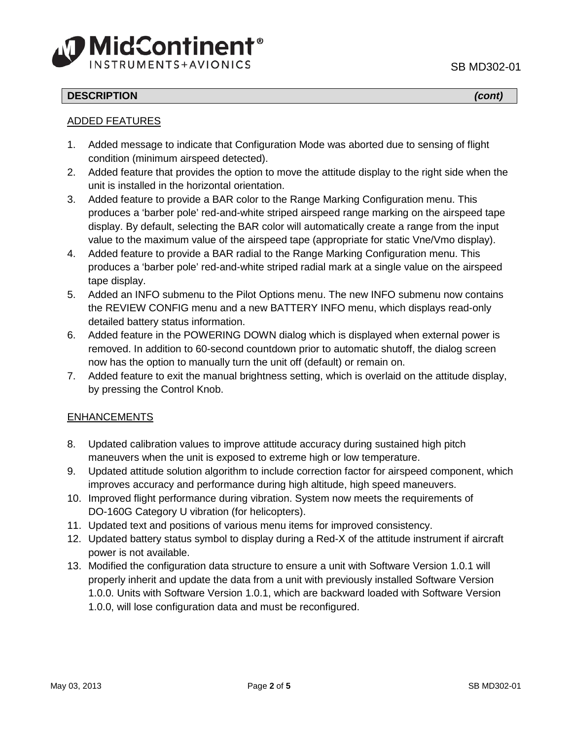## DESCRIPTION *(cont)*

### ADDED FEATURES

1. Added message to indicate that Configuration Mode was aborted due to sensing of flight condition (minimum airspeed detected).
2. Added feature that provides the option to move the attitude display to the right side when the unit is installed in the horizontal orientation.
3. Added feature to provide a BAR color to the Range Marking Configuration menu. This produces a 'barber pole' red-and-white striped airspeed range marking on the airspeed tape display. By default, selecting the BAR color will automatically create a range from the input value to the maximum value of the airspeed tape (appropriate for static Vne/Vmo display).
4. Added feature to provide a BAR radial to the Range Marking Configuration menu. This produces a 'barber pole' red-and-white striped radial mark at a single value on the airspeed tape display.
5. Added an INFO submenu to the Pilot Options menu. The new INFO submenu now contains the REVIEW CONFIG menu and a new BATTERY INFO menu, which displays read-only detailed battery status information.
6. Added feature in the POWERING DOWN dialog which is displayed when external power is removed. In addition to 60-second countdown prior to automatic shutoff, the dialog screen now has the option to manually turn the unit off (default) or remain on.
7. Added feature to exit the manual brightness setting, which is overlaid on the attitude display, by pressing the Control Knob.

### ENHANCEMENTS

8. Updated calibration values to improve attitude accuracy during sustained high pitch maneuvers when the unit is exposed to extreme high or low temperature.
9. Updated attitude solution algorithm to include correction factor for airspeed component, which improves accuracy and performance during high altitude, high speed maneuvers.
10. Improved flight performance during vibration. System now meets the requirements of DO-160G Category U vibration (for helicopters).
11. Updated text and positions of various menu items for improved consistency.
12. Updated battery status symbol to display during a Red-X of the attitude instrument if aircraft power is not available.
13. Modified the configuration data structure to ensure a unit with Software Version 1.0.1 will properly inherit and update the data from a unit with previously installed Software Version 1.0.0. Units with Software Version 1.0.1, which are backward loaded with Software Version 1.0.0, will lose configuration data and must be reconfigured.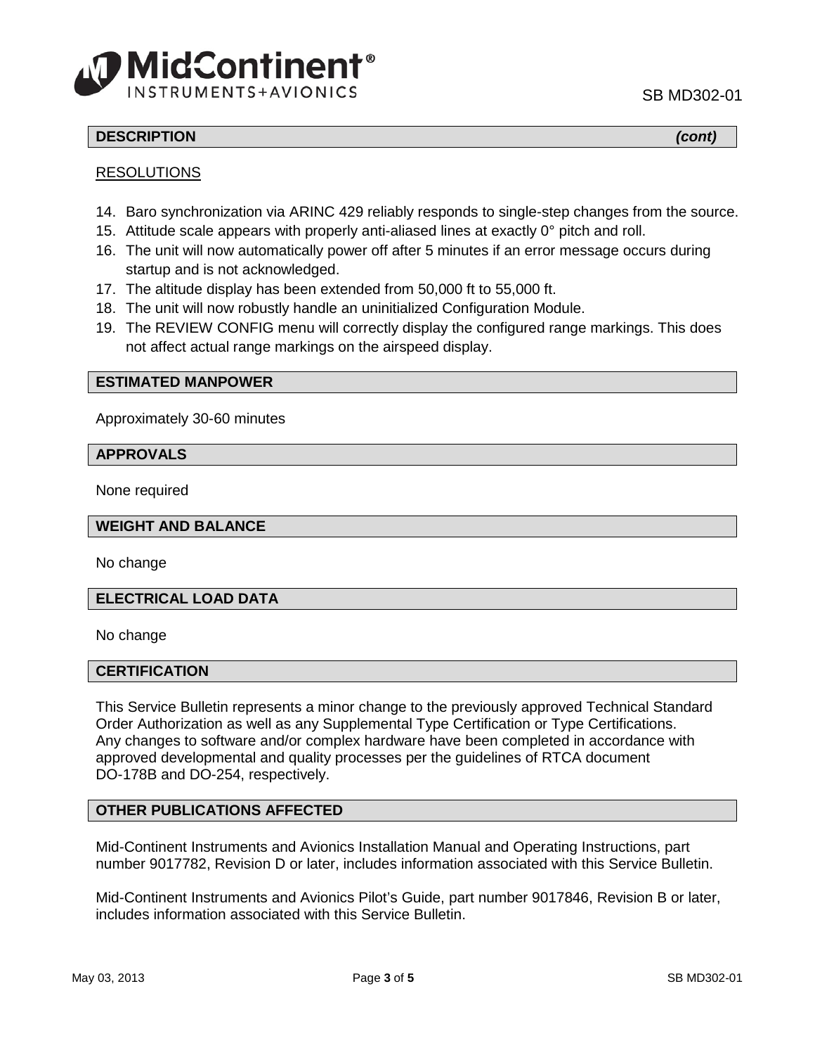## DESCRIPTION *(cont)*

RESOLUTIONS

14. Baro synchronization via ARINC 429 reliably responds to single-step changes from the source.
15. Attitude scale appears with properly anti-aliased lines at exactly 0° pitch and roll.
16. The unit will now automatically power off after 5 minutes if an error message occurs during startup and is not acknowledged.
17. The altitude display has been extended from 50,000 ft to 55,000 ft.
18. The unit will now robustly handle an uninitialized Configuration Module.
19. The REVIEW CONFIG menu will correctly display the configured range markings. This does not affect actual range markings on the airspeed display.

## ESTIMATED MANPOWER

Approximately 30-60 minutes

## APPROVALS

None required

## WEIGHT AND BALANCE

No change

## ELECTRICAL LOAD DATA

No change

## CERTIFICATION

This Service Bulletin represents a minor change to the previously approved Technical Standard Order Authorization as well as any Supplemental Type Certification or Type Certifications. Any changes to software and/or complex hardware have been completed in accordance with approved developmental and quality processes per the guidelines of RTCA document DO-178B and DO-254, respectively.

## OTHER PUBLICATIONS AFFECTED

Mid-Continent Instruments and Avionics Installation Manual and Operating Instructions, part number 9017782, Revision D or later, includes information associated with this Service Bulletin.

Mid-Continent Instruments and Avionics Pilot's Guide, part number 9017846, Revision B or later, includes information associated with this Service Bulletin.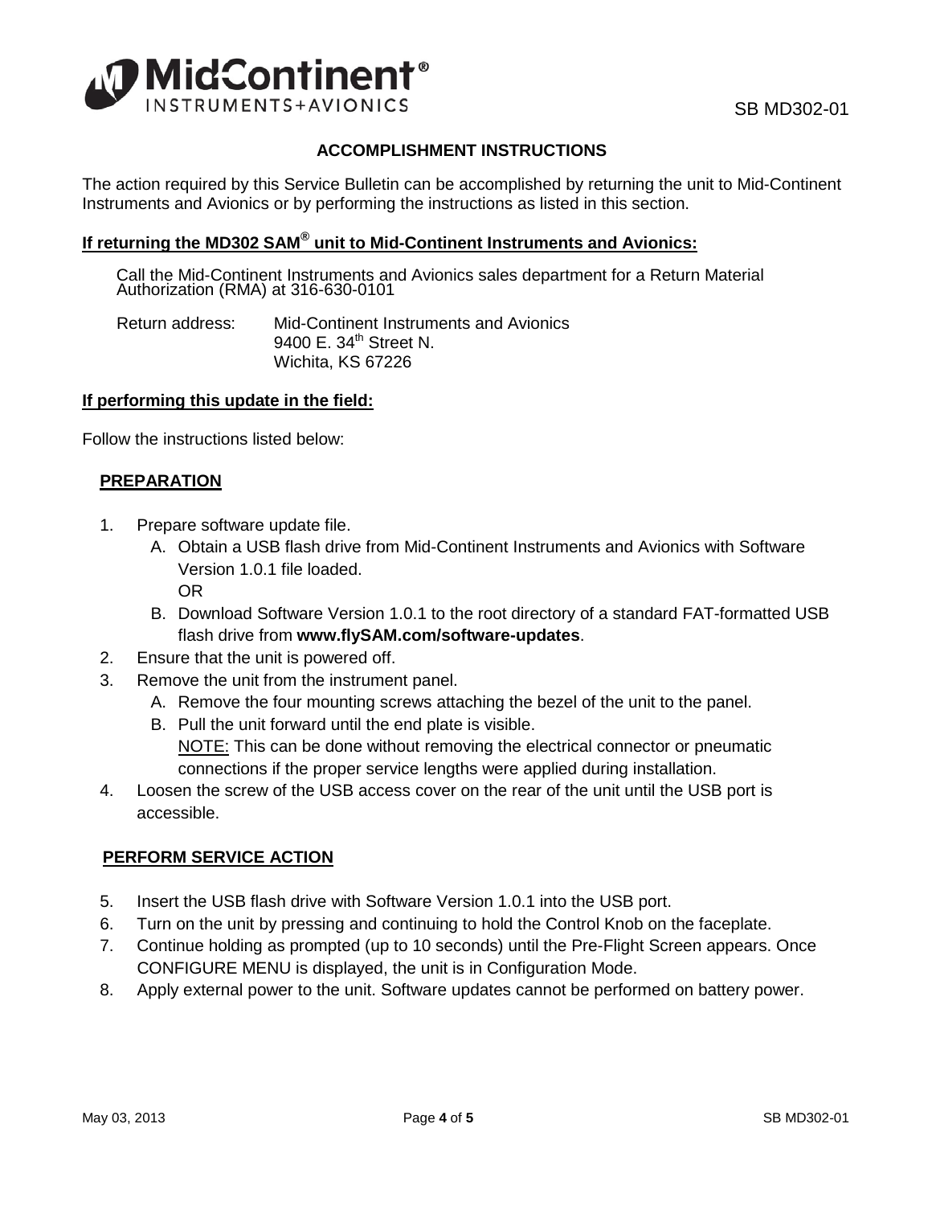## ACCOMPLISHMENT INSTRUCTIONS

The action required by this Service Bulletin can be accomplished by returning the unit to Mid-Continent Instruments and Avionics or by performing the instructions as listed in this section.

**If returning the MD302 SAM® unit to Mid-Continent Instruments and Avionics:**

Call the Mid-Continent Instruments and Avionics sales department for a Return Material Authorization (RMA) at 316-630-0101

Return address: Mid-Continent Instruments and Avionics
9400 E. 34th Street N.
Wichita, KS 67226

**If performing this update in the field:**

Follow the instructions listed below:

### PREPARATION

1. Prepare software update file.
   A. Obtain a USB flash drive from Mid-Continent Instruments and Avionics with Software Version 1.0.1 file loaded.
   OR
   B. Download Software Version 1.0.1 to the root directory of a standard FAT-formatted USB flash drive from **www.flySAM.com/software-updates**.
2. Ensure that the unit is powered off.
3. Remove the unit from the instrument panel.
   A. Remove the four mounting screws attaching the bezel of the unit to the panel.
   B. Pull the unit forward until the end plate is visible.
   NOTE: This can be done without removing the electrical connector or pneumatic connections if the proper service lengths were applied during installation.
4. Loosen the screw of the USB access cover on the rear of the unit until the USB port is accessible.

### PERFORM SERVICE ACTION

5. Insert the USB flash drive with Software Version 1.0.1 into the USB port.
6. Turn on the unit by pressing and continuing to hold the Control Knob on the faceplate.
7. Continue holding as prompted (up to 10 seconds) until the Pre-Flight Screen appears. Once CONFIGURE MENU is displayed, the unit is in Configuration Mode.
8. Apply external power to the unit. Software updates cannot be performed on battery power.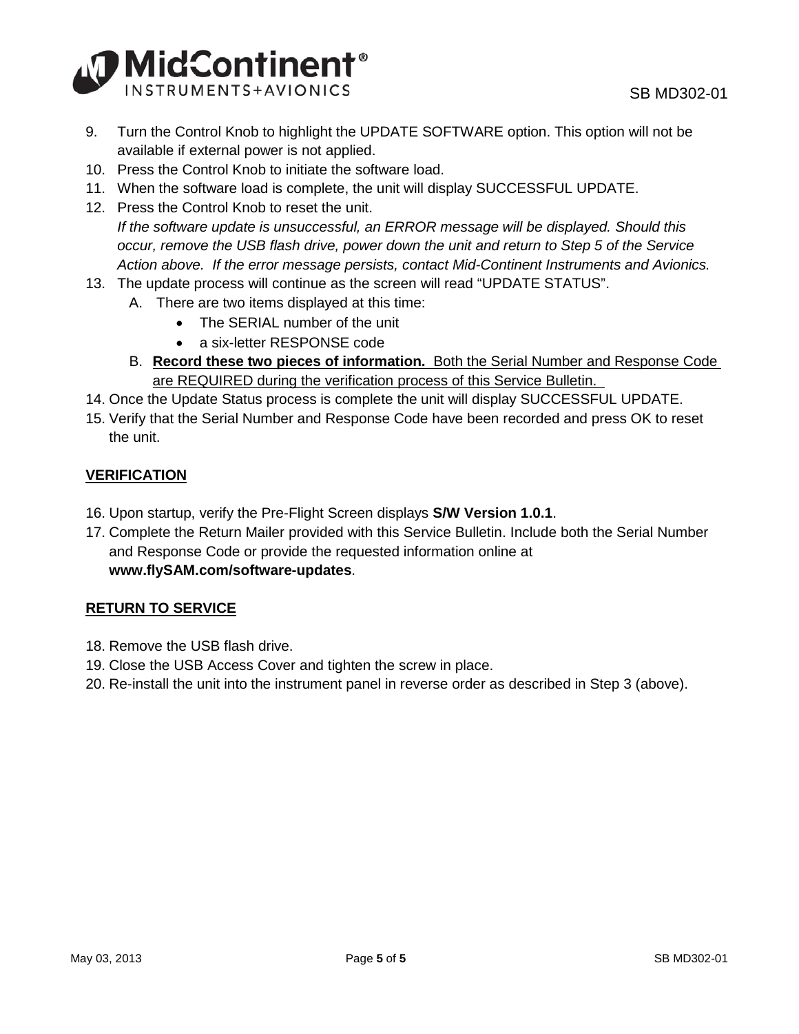9. Turn the Control Knob to highlight the UPDATE SOFTWARE option. This option will not be available if external power is not applied.
10. Press the Control Knob to initiate the software load.
11. When the software load is complete, the unit will display SUCCESSFUL UPDATE.
12. Press the Control Knob to reset the unit.
    *If the software update is unsuccessful, an ERROR message will be displayed. Should this occur, remove the USB flash drive, power down the unit and return to Step 5 of the Service Action above. If the error message persists, contact Mid-Continent Instruments and Avionics.*
13. The update process will continue as the screen will read "UPDATE STATUS".
    A. There are two items displayed at this time:
       - The SERIAL number of the unit
       - a six-letter RESPONSE code
    
    B. **Record these two pieces of information.** Both the Serial Number and Response Code are REQUIRED during the verification process of this Service Bulletin.
14. Once the Update Status process is complete the unit will display SUCCESSFUL UPDATE.
15. Verify that the Serial Number and Response Code have been recorded and press OK to reset the unit.

## VERIFICATION

16. Upon startup, verify the Pre-Flight Screen displays **S/W Version 1.0.1**.
17. Complete the Return Mailer provided with this Service Bulletin. Include both the Serial Number and Response Code or provide the requested information online at **www.flySAM.com/software-updates**.

## RETURN TO SERVICE

18. Remove the USB flash drive.
19. Close the USB Access Cover and tighten the screw in place.
20. Re-install the unit into the instrument panel in reverse order as described in Step 3 (above).